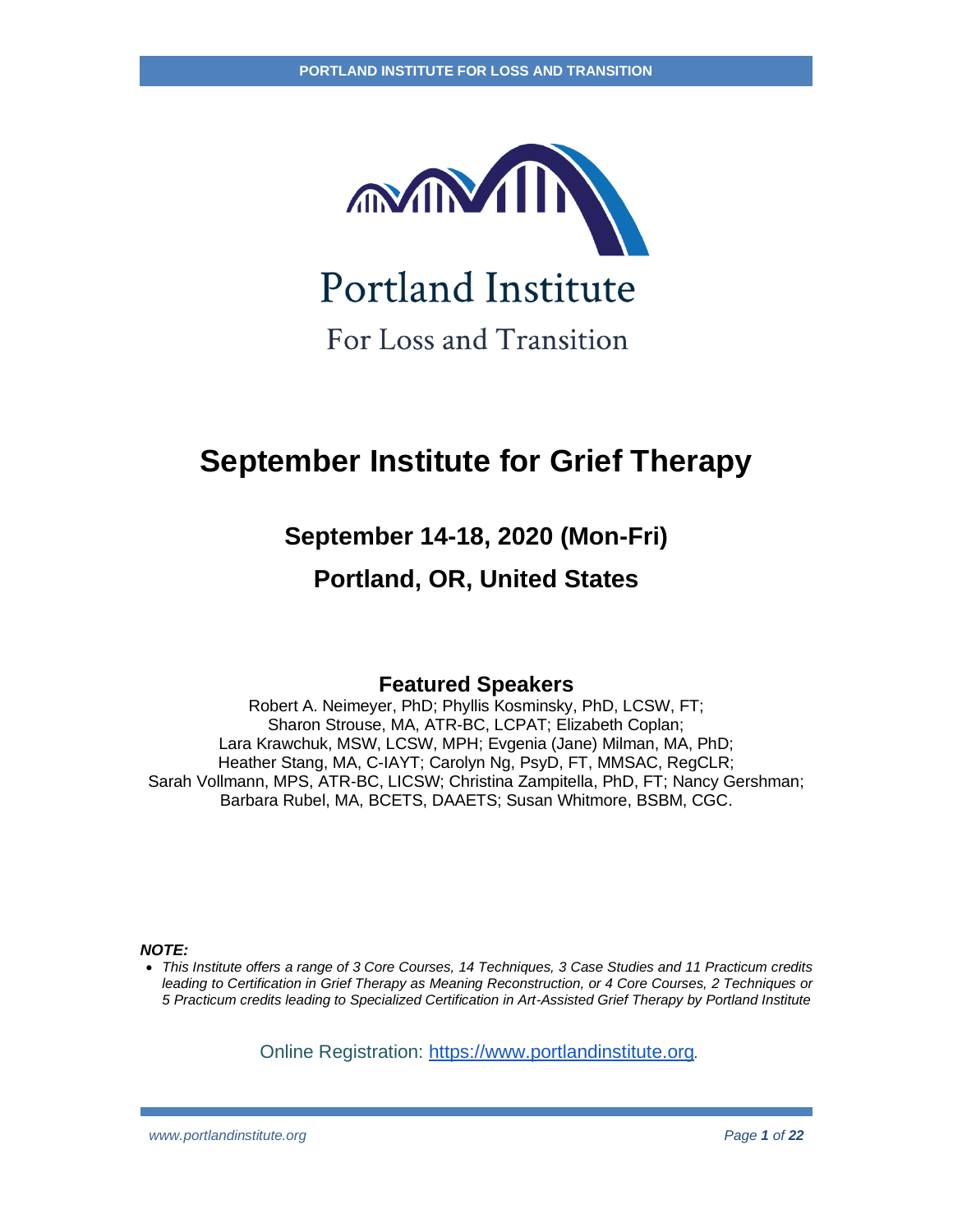Portland Institute

For Loss and Transition

# September Institute for Grief Therapy

## September 14-18, 2020 (Mon-Fri)

## Portland, OR, United States

### Featured Speakers

Robert A. Neimeyer, PhD; Phyllis Kosminsky, PhD, LCSW, FT; Sharon Strouse, MA, ATR-BC, LCPAT; Elizabeth Coplan; Lara Krawchuk, MSW, LCSW, MPH; Evgenia (Jane) Milman, MA, PhD; Heather Stang, MA, C-IAYT; Carolyn Ng, PsyD, FT, MMSAC, RegCLR; Sarah Vollmann, MPS, ATR-BC, LICSW; Christina Zampitella, PhD, FT; Nancy Gershman; Barbara Rubel, MA, BCETS, DAAETS; Susan Whitmore, BSBM, CGC.

***NOTE:***

- *This Institute offers a range of 3 Core Courses, 14 Techniques, 3 Case Studies and 11 Practicum credits leading to Certification in Grief Therapy as Meaning Reconstruction, or 4 Core Courses, 2 Techniques or 5 Practicum credits leading to Specialized Certification in Art-Assisted Grief Therapy by Portland Institute*

Online Registration: https://www.portlandinstitute.org.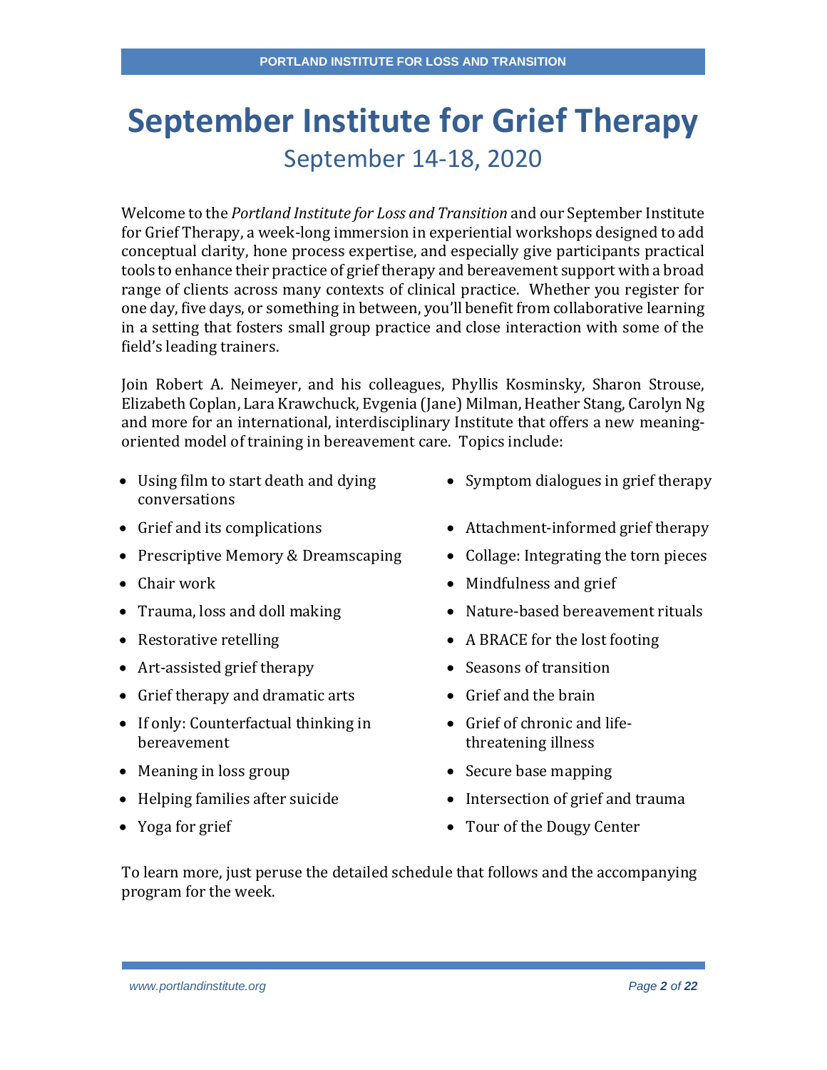# September Institute for Grief Therapy

## September 14-18, 2020

Welcome to the *Portland Institute for Loss and Transition* and our September Institute for Grief Therapy, a week-long immersion in experiential workshops designed to add conceptual clarity, hone process expertise, and especially give participants practical tools to enhance their practice of grief therapy and bereavement support with a broad range of clients across many contexts of clinical practice. Whether you register for one day, five days, or something in between, you'll benefit from collaborative learning in a setting that fosters small group practice and close interaction with some of the field's leading trainers.

Join Robert A. Neimeyer, and his colleagues, Phyllis Kosminsky, Sharon Strouse, Elizabeth Coplan, Lara Krawchuck, Evgenia (Jane) Milman, Heather Stang, Carolyn Ng and more for an international, interdisciplinary Institute that offers a new meaning-oriented model of training in bereavement care. Topics include:

- Using film to start death and dying conversations
- Grief and its complications
- Prescriptive Memory & Dreamscaping
- Chair work
- Trauma, loss and doll making
- Restorative retelling
- Art-assisted grief therapy
- Grief therapy and dramatic arts
- If only: Counterfactual thinking in bereavement
- Meaning in loss group
- Helping families after suicide
- Yoga for grief
- Symptom dialogues in grief therapy
- Attachment-informed grief therapy
- Collage: Integrating the torn pieces
- Mindfulness and grief
- Nature-based bereavement rituals
- A BRACE for the lost footing
- Seasons of transition
- Grief and the brain
- Grief of chronic and life-threatening illness
- Secure base mapping
- Intersection of grief and trauma
- Tour of the Dougy Center

To learn more, just peruse the detailed schedule that follows and the accompanying program for the week.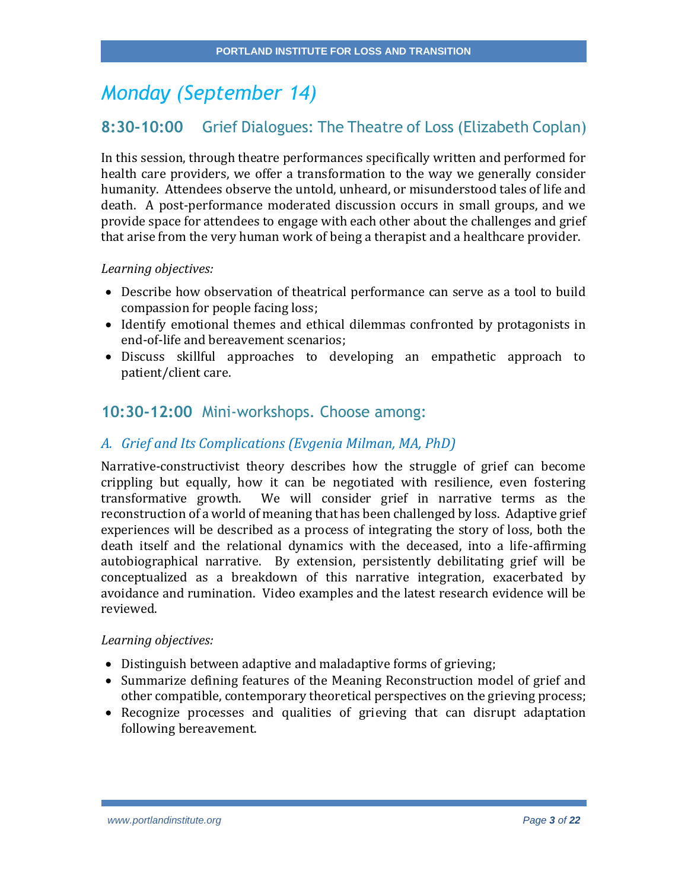# *Monday (September 14)*

## 8:30-10:00 Grief Dialogues: The Theatre of Loss (Elizabeth Coplan)

In this session, through theatre performances specifically written and performed for health care providers, we offer a transformation to the way we generally consider humanity. Attendees observe the untold, unheard, or misunderstood tales of life and death. A post-performance moderated discussion occurs in small groups, and we provide space for attendees to engage with each other about the challenges and grief that arise from the very human work of being a therapist and a healthcare provider.

*Learning objectives:*

- Describe how observation of theatrical performance can serve as a tool to build compassion for people facing loss;
- Identify emotional themes and ethical dilemmas confronted by protagonists in end-of-life and bereavement scenarios;
- Discuss skillful approaches to developing an empathetic approach to patient/client care.

## 10:30-12:00 Mini-workshops. Choose among:

### *A. Grief and Its Complications (Evgenia Milman, MA, PhD)*

Narrative-constructivist theory describes how the struggle of grief can become crippling but equally, how it can be negotiated with resilience, even fostering transformative growth. We will consider grief in narrative terms as the reconstruction of a world of meaning that has been challenged by loss. Adaptive grief experiences will be described as a process of integrating the story of loss, both the death itself and the relational dynamics with the deceased, into a life-affirming autobiographical narrative. By extension, persistently debilitating grief will be conceptualized as a breakdown of this narrative integration, exacerbated by avoidance and rumination. Video examples and the latest research evidence will be reviewed.

*Learning objectives:*

- Distinguish between adaptive and maladaptive forms of grieving;
- Summarize defining features of the Meaning Reconstruction model of grief and other compatible, contemporary theoretical perspectives on the grieving process;
- Recognize processes and qualities of grieving that can disrupt adaptation following bereavement.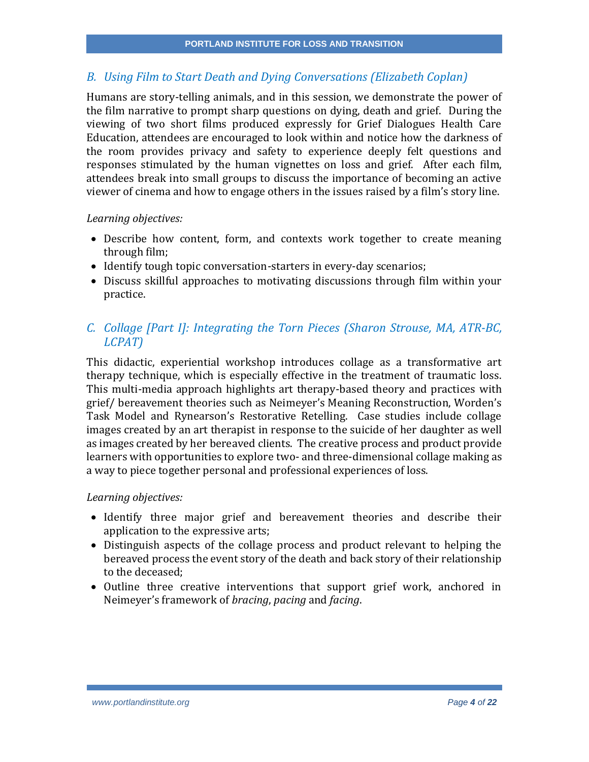### *B. Using Film to Start Death and Dying Conversations (Elizabeth Coplan)*

Humans are story-telling animals, and in this session, we demonstrate the power of the film narrative to prompt sharp questions on dying, death and grief. During the viewing of two short films produced expressly for Grief Dialogues Health Care Education, attendees are encouraged to look within and notice how the darkness of the room provides privacy and safety to experience deeply felt questions and responses stimulated by the human vignettes on loss and grief. After each film, attendees break into small groups to discuss the importance of becoming an active viewer of cinema and how to engage others in the issues raised by a film's story line.

*Learning objectives:*

- Describe how content, form, and contexts work together to create meaning through film;
- Identify tough topic conversation-starters in every-day scenarios;
- Discuss skillful approaches to motivating discussions through film within your practice.

### *C. Collage [Part I]: Integrating the Torn Pieces (Sharon Strouse, MA, ATR-BC, LCPAT)*

This didactic, experiential workshop introduces collage as a transformative art therapy technique, which is especially effective in the treatment of traumatic loss. This multi-media approach highlights art therapy-based theory and practices with grief/ bereavement theories such as Neimeyer's Meaning Reconstruction, Worden's Task Model and Rynearson's Restorative Retelling. Case studies include collage images created by an art therapist in response to the suicide of her daughter as well as images created by her bereaved clients. The creative process and product provide learners with opportunities to explore two- and three-dimensional collage making as a way to piece together personal and professional experiences of loss.

*Learning objectives:*

- Identify three major grief and bereavement theories and describe their application to the expressive arts;
- Distinguish aspects of the collage process and product relevant to helping the bereaved process the event story of the death and back story of their relationship to the deceased;
- Outline three creative interventions that support grief work, anchored in Neimeyer's framework of *bracing*, *pacing* and *facing*.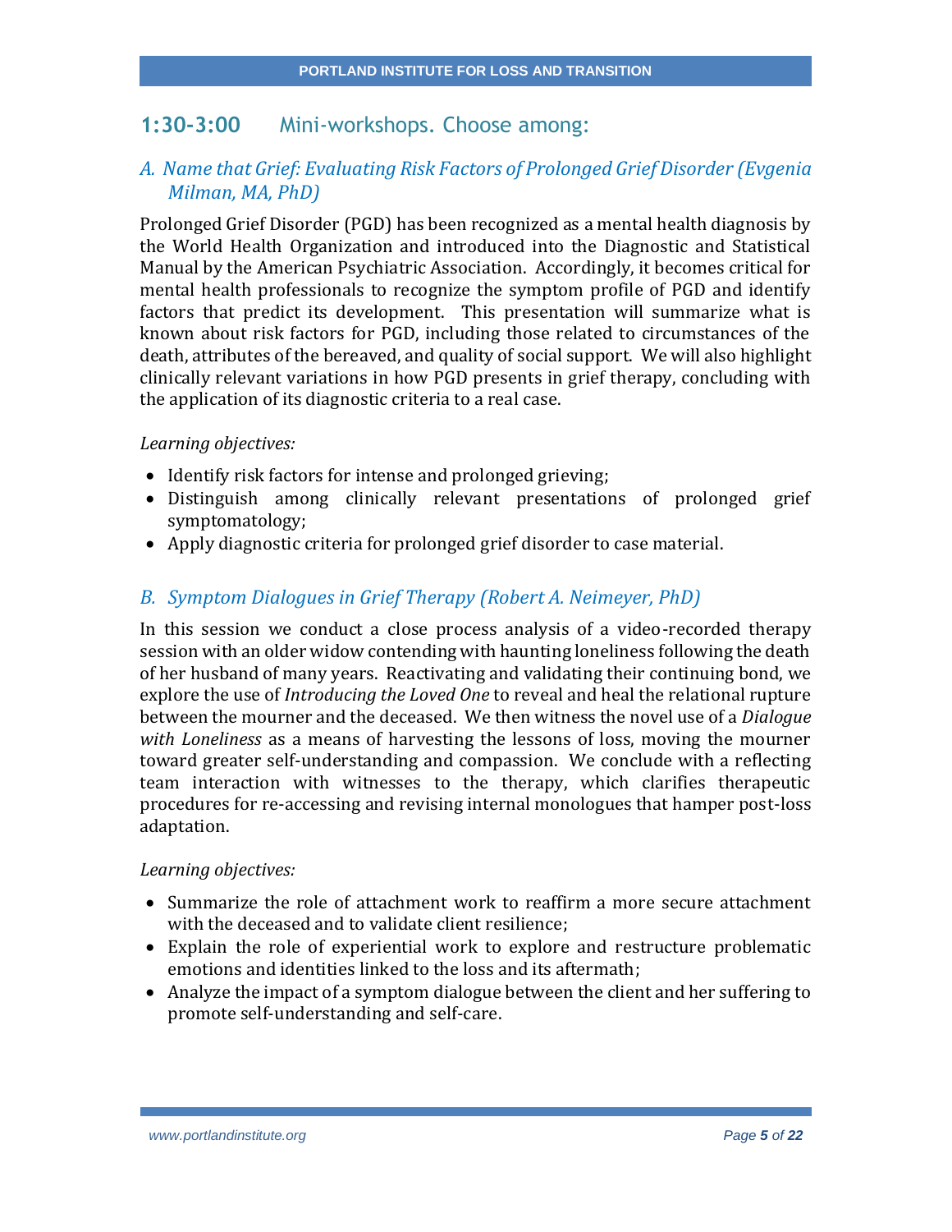## 1:30-3:00 Mini-workshops. Choose among:

### *A. Name that Grief: Evaluating Risk Factors of Prolonged Grief Disorder (Evgenia Milman, MA, PhD)*

Prolonged Grief Disorder (PGD) has been recognized as a mental health diagnosis by the World Health Organization and introduced into the Diagnostic and Statistical Manual by the American Psychiatric Association. Accordingly, it becomes critical for mental health professionals to recognize the symptom profile of PGD and identify factors that predict its development. This presentation will summarize what is known about risk factors for PGD, including those related to circumstances of the death, attributes of the bereaved, and quality of social support. We will also highlight clinically relevant variations in how PGD presents in grief therapy, concluding with the application of its diagnostic criteria to a real case.

*Learning objectives:*

- Identify risk factors for intense and prolonged grieving;
- Distinguish among clinically relevant presentations of prolonged grief symptomatology;
- Apply diagnostic criteria for prolonged grief disorder to case material.

### *B. Symptom Dialogues in Grief Therapy (Robert A. Neimeyer, PhD)*

In this session we conduct a close process analysis of a video-recorded therapy session with an older widow contending with haunting loneliness following the death of her husband of many years. Reactivating and validating their continuing bond, we explore the use of *Introducing the Loved One* to reveal and heal the relational rupture between the mourner and the deceased. We then witness the novel use of a *Dialogue with Loneliness* as a means of harvesting the lessons of loss, moving the mourner toward greater self-understanding and compassion. We conclude with a reflecting team interaction with witnesses to the therapy, which clarifies therapeutic procedures for re-accessing and revising internal monologues that hamper post-loss adaptation.

*Learning objectives:*

- Summarize the role of attachment work to reaffirm a more secure attachment with the deceased and to validate client resilience;
- Explain the role of experiential work to explore and restructure problematic emotions and identities linked to the loss and its aftermath;
- Analyze the impact of a symptom dialogue between the client and her suffering to promote self-understanding and self-care.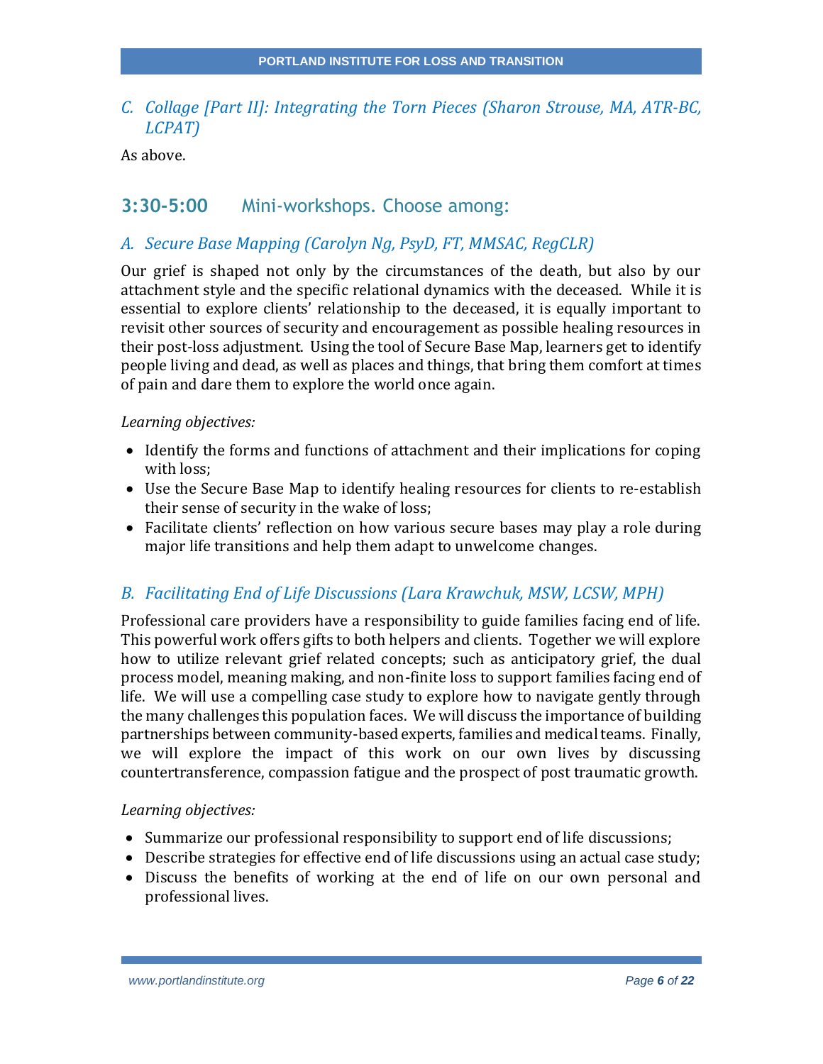### C. *Collage [Part II]: Integrating the Torn Pieces (Sharon Strouse, MA, ATR-BC, LCPAT)*

As above.

## 3:30-5:00 Mini-workshops. Choose among:

### A. *Secure Base Mapping (Carolyn Ng, PsyD, FT, MMSAC, RegCLR)*

Our grief is shaped not only by the circumstances of the death, but also by our attachment style and the specific relational dynamics with the deceased. While it is essential to explore clients' relationship to the deceased, it is equally important to revisit other sources of security and encouragement as possible healing resources in their post-loss adjustment. Using the tool of Secure Base Map, learners get to identify people living and dead, as well as places and things, that bring them comfort at times of pain and dare them to explore the world once again.

*Learning objectives:*

- Identify the forms and functions of attachment and their implications for coping with loss;
- Use the Secure Base Map to identify healing resources for clients to re-establish their sense of security in the wake of loss;
- Facilitate clients' reflection on how various secure bases may play a role during major life transitions and help them adapt to unwelcome changes.

### B. *Facilitating End of Life Discussions (Lara Krawchuk, MSW, LCSW, MPH)*

Professional care providers have a responsibility to guide families facing end of life. This powerful work offers gifts to both helpers and clients. Together we will explore how to utilize relevant grief related concepts; such as anticipatory grief, the dual process model, meaning making, and non-finite loss to support families facing end of life. We will use a compelling case study to explore how to navigate gently through the many challenges this population faces. We will discuss the importance of building partnerships between community-based experts, families and medical teams. Finally, we will explore the impact of this work on our own lives by discussing countertransference, compassion fatigue and the prospect of post traumatic growth.

*Learning objectives:*

- Summarize our professional responsibility to support end of life discussions;
- Describe strategies for effective end of life discussions using an actual case study;
- Discuss the benefits of working at the end of life on our own personal and professional lives.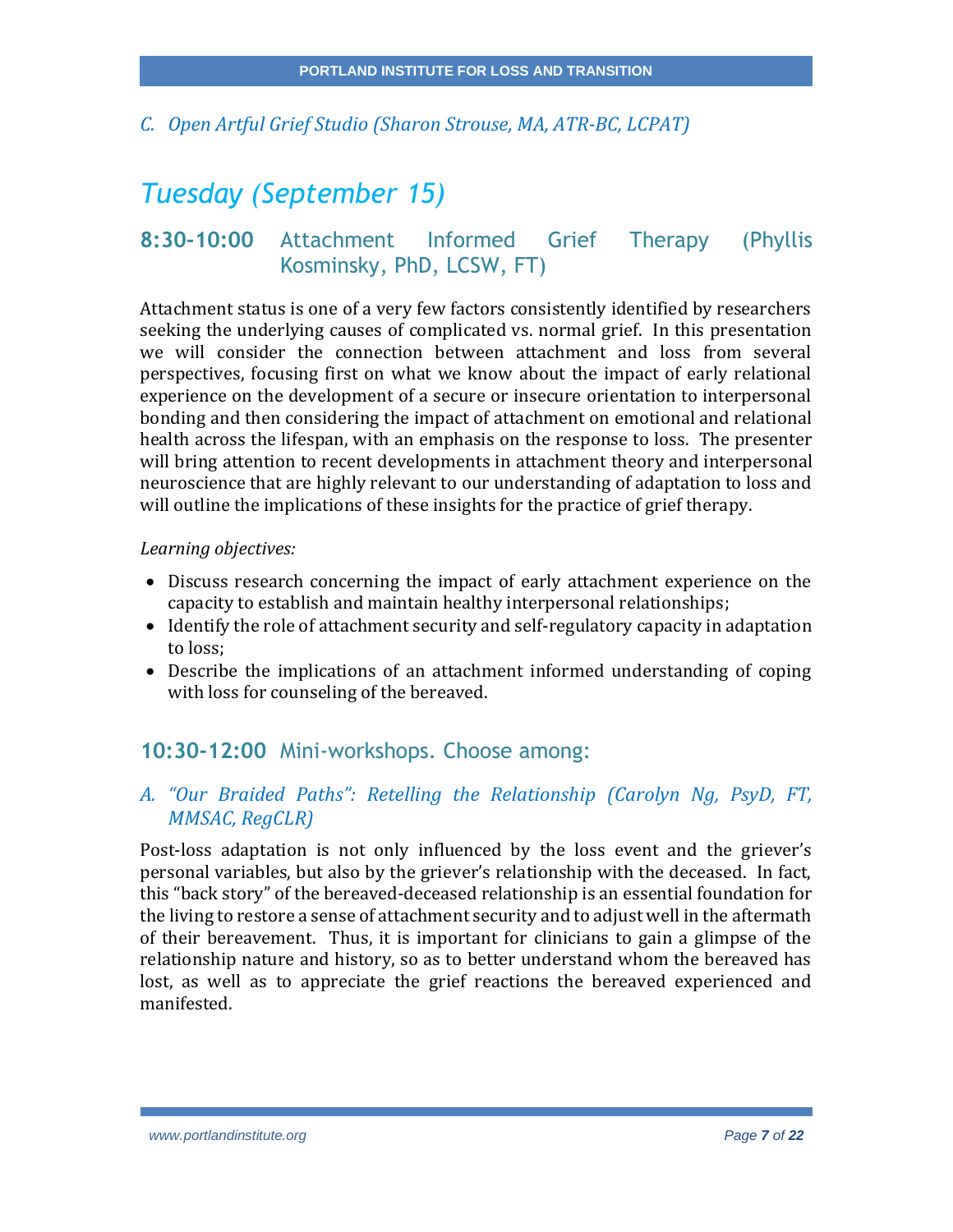*C. Open Artful Grief Studio (Sharon Strouse, MA, ATR-BC, LCPAT)*

# *Tuesday (September 15)*

## **8:30-10:00** Attachment Informed Grief Therapy (Phyllis Kosminsky, PhD, LCSW, FT)

Attachment status is one of a very few factors consistently identified by researchers seeking the underlying causes of complicated vs. normal grief. In this presentation we will consider the connection between attachment and loss from several perspectives, focusing first on what we know about the impact of early relational experience on the development of a secure or insecure orientation to interpersonal bonding and then considering the impact of attachment on emotional and relational health across the lifespan, with an emphasis on the response to loss. The presenter will bring attention to recent developments in attachment theory and interpersonal neuroscience that are highly relevant to our understanding of adaptation to loss and will outline the implications of these insights for the practice of grief therapy.

*Learning objectives:*

- Discuss research concerning the impact of early attachment experience on the capacity to establish and maintain healthy interpersonal relationships;
- Identify the role of attachment security and self-regulatory capacity in adaptation to loss;
- Describe the implications of an attachment informed understanding of coping with loss for counseling of the bereaved.

## **10:30-12:00** Mini-workshops. Choose among:

### *A. "Our Braided Paths": Retelling the Relationship (Carolyn Ng, PsyD, FT, MMSAC, RegCLR)*

Post-loss adaptation is not only influenced by the loss event and the griever's personal variables, but also by the griever's relationship with the deceased. In fact, this "back story" of the bereaved-deceased relationship is an essential foundation for the living to restore a sense of attachment security and to adjust well in the aftermath of their bereavement. Thus, it is important for clinicians to gain a glimpse of the relationship nature and history, so as to better understand whom the bereaved has lost, as well as to appreciate the grief reactions the bereaved experienced and manifested.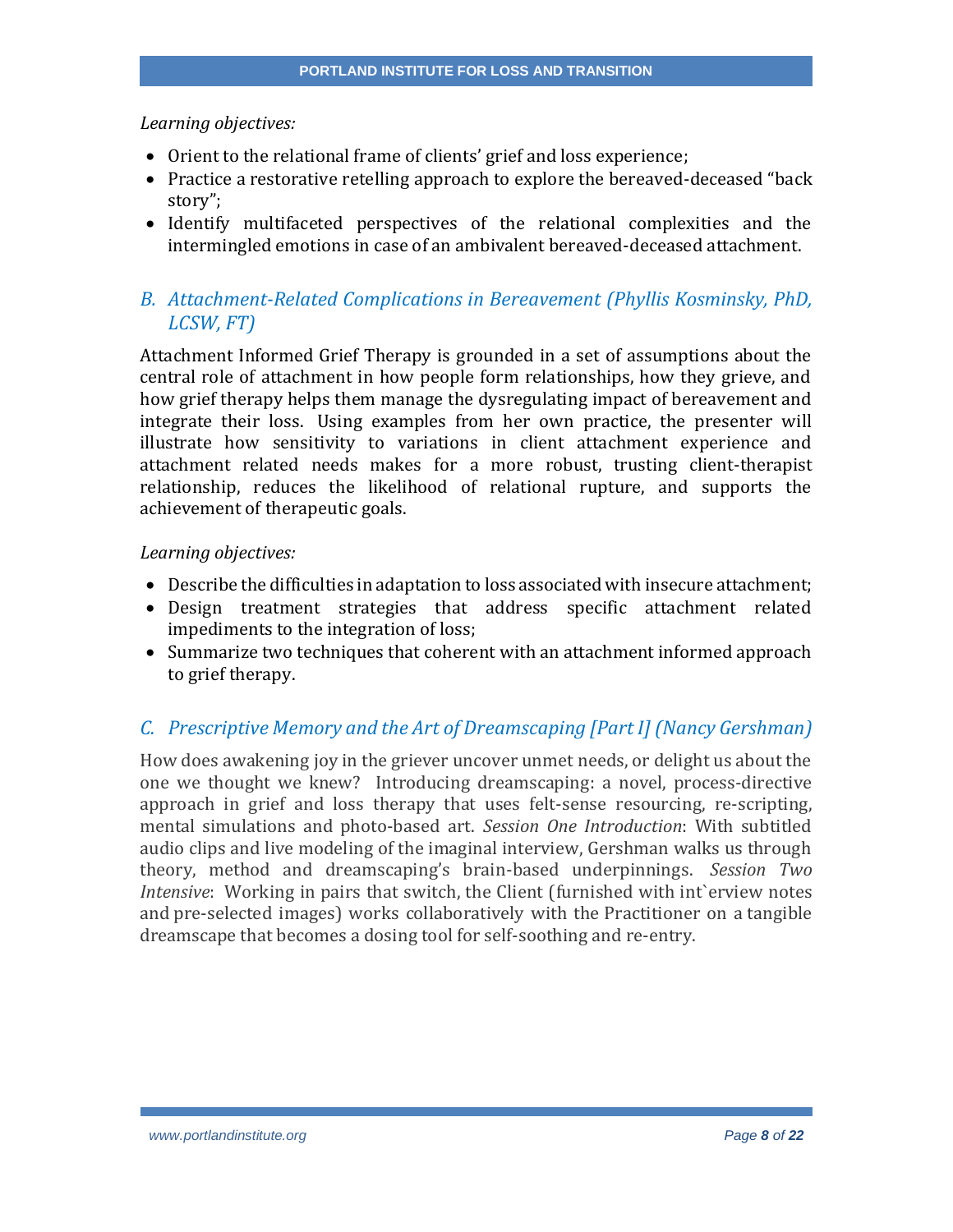*Learning objectives:*

- Orient to the relational frame of clients' grief and loss experience;
- Practice a restorative retelling approach to explore the bereaved-deceased "back story";
- Identify multifaceted perspectives of the relational complexities and the intermingled emotions in case of an ambivalent bereaved-deceased attachment.

## *B. Attachment-Related Complications in Bereavement (Phyllis Kosminsky, PhD, LCSW, FT)*

Attachment Informed Grief Therapy is grounded in a set of assumptions about the central role of attachment in how people form relationships, how they grieve, and how grief therapy helps them manage the dysregulating impact of bereavement and integrate their loss. Using examples from her own practice, the presenter will illustrate how sensitivity to variations in client attachment experience and attachment related needs makes for a more robust, trusting client-therapist relationship, reduces the likelihood of relational rupture, and supports the achievement of therapeutic goals.

*Learning objectives:*

- Describe the difficulties in adaptation to loss associated with insecure attachment;
- Design treatment strategies that address specific attachment related impediments to the integration of loss;
- Summarize two techniques that coherent with an attachment informed approach to grief therapy.

## *C. Prescriptive Memory and the Art of Dreamscaping [Part I] (Nancy Gershman)*

How does awakening joy in the griever uncover unmet needs, or delight us about the one we thought we knew? Introducing dreamscaping: a novel, process-directive approach in grief and loss therapy that uses felt-sense resourcing, re-scripting, mental simulations and photo-based art. *Session One Introduction*: With subtitled audio clips and live modeling of the imaginal interview, Gershman walks us through theory, method and dreamscaping's brain-based underpinnings. *Session Two Intensive*: Working in pairs that switch, the Client (furnished with int`erview notes and pre-selected images) works collaboratively with the Practitioner on a tangible dreamscape that becomes a dosing tool for self-soothing and re-entry.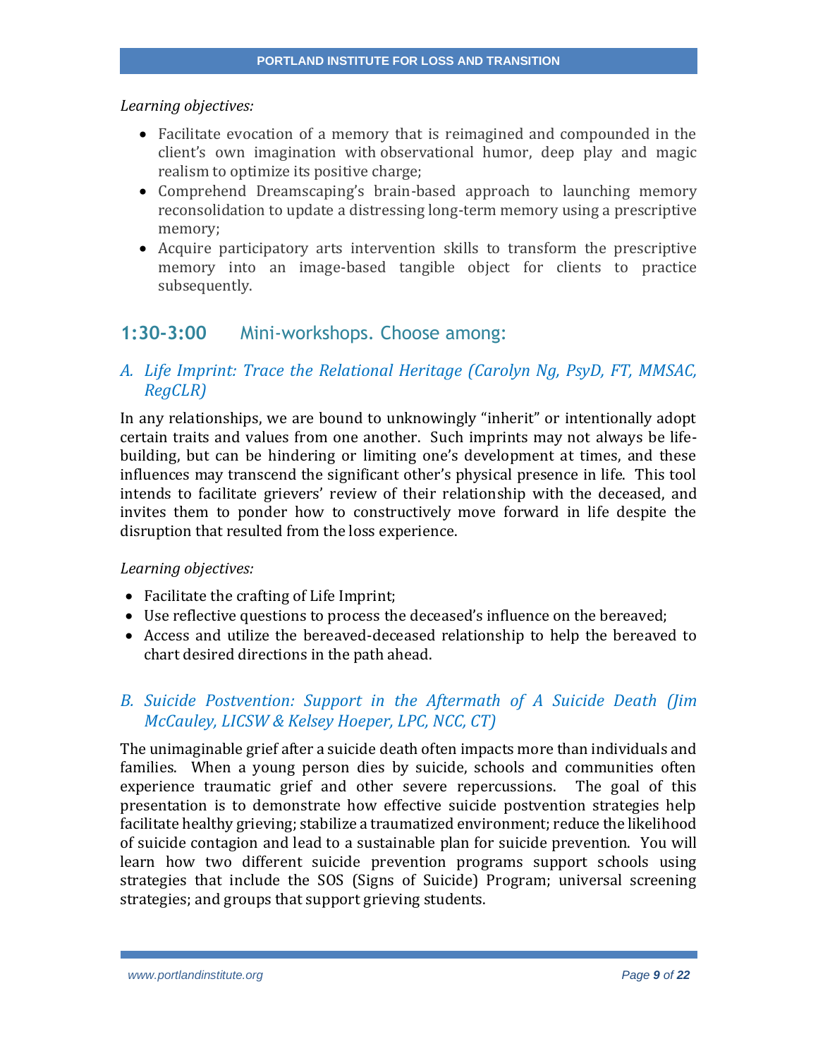*Learning objectives:*

- Facilitate evocation of a memory that is reimagined and compounded in the client's own imagination with observational humor, deep play and magic realism to optimize its positive charge;
- Comprehend Dreamscaping's brain-based approach to launching memory reconsolidation to update a distressing long-term memory using a prescriptive memory;
- Acquire participatory arts intervention skills to transform the prescriptive memory into an image-based tangible object for clients to practice subsequently.

## **1:30-3:00** Mini-workshops. Choose among:

### *A. Life Imprint: Trace the Relational Heritage (Carolyn Ng, PsyD, FT, MMSAC, RegCLR)*

In any relationships, we are bound to unknowingly "inherit" or intentionally adopt certain traits and values from one another. Such imprints may not always be life-building, but can be hindering or limiting one's development at times, and these influences may transcend the significant other's physical presence in life. This tool intends to facilitate grievers' review of their relationship with the deceased, and invites them to ponder how to constructively move forward in life despite the disruption that resulted from the loss experience.

*Learning objectives:*

- Facilitate the crafting of Life Imprint;
- Use reflective questions to process the deceased's influence on the bereaved;
- Access and utilize the bereaved-deceased relationship to help the bereaved to chart desired directions in the path ahead.

### *B. Suicide Postvention: Support in the Aftermath of A Suicide Death (Jim McCauley, LICSW & Kelsey Hoeper, LPC, NCC, CT)*

The unimaginable grief after a suicide death often impacts more than individuals and families. When a young person dies by suicide, schools and communities often experience traumatic grief and other severe repercussions. The goal of this presentation is to demonstrate how effective suicide postvention strategies help facilitate healthy grieving; stabilize a traumatized environment; reduce the likelihood of suicide contagion and lead to a sustainable plan for suicide prevention. You will learn how two different suicide prevention programs support schools using strategies that include the SOS (Signs of Suicide) Program; universal screening strategies; and groups that support grieving students.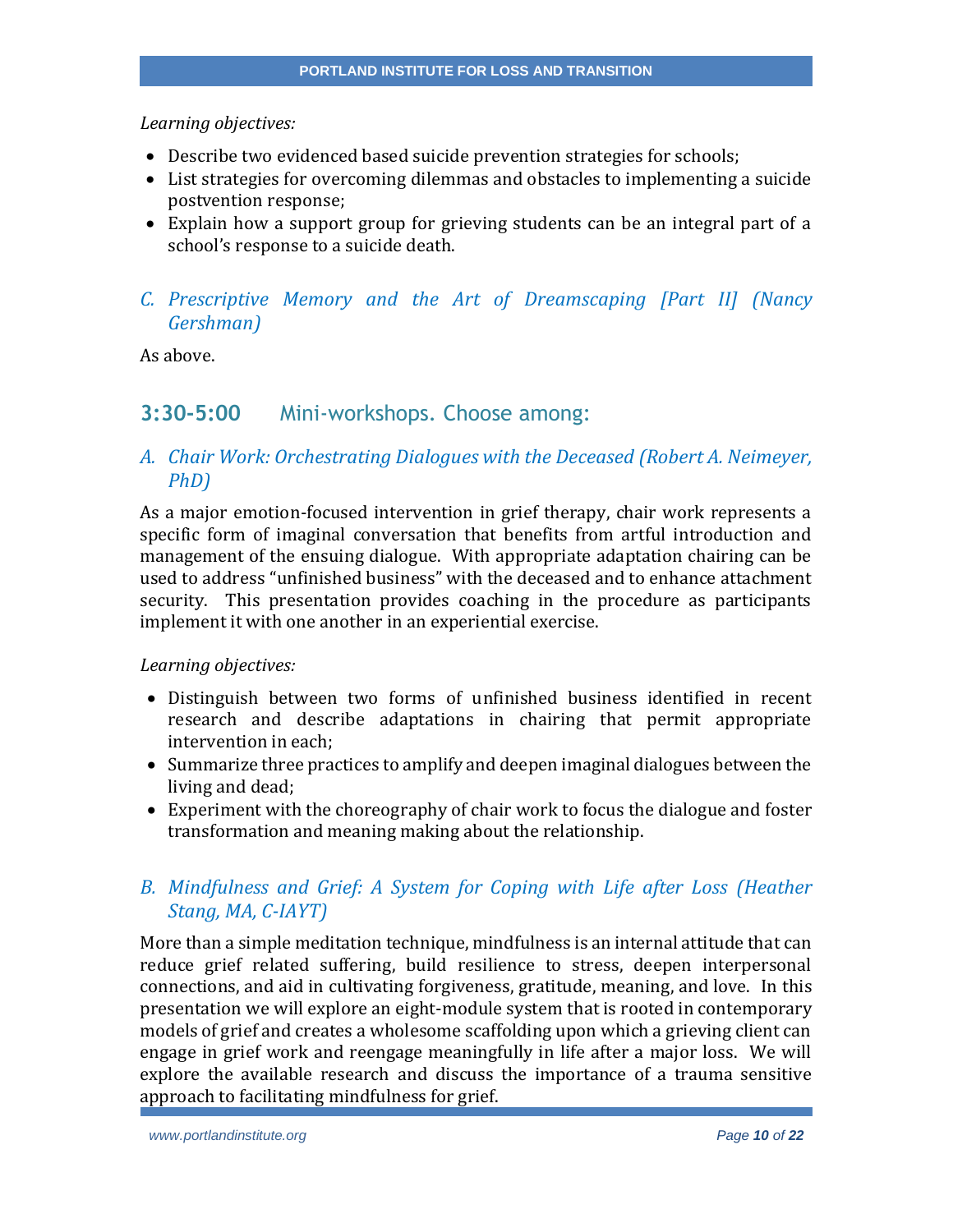*Learning objectives:*

- Describe two evidenced based suicide prevention strategies for schools;
- List strategies for overcoming dilemmas and obstacles to implementing a suicide postvention response;
- Explain how a support group for grieving students can be an integral part of a school's response to a suicide death.

### C. *Prescriptive Memory and the Art of Dreamscaping [Part II] (Nancy Gershman)*

As above.

## 3:30-5:00 Mini-workshops. Choose among:

### A. *Chair Work: Orchestrating Dialogues with the Deceased (Robert A. Neimeyer, PhD)*

As a major emotion-focused intervention in grief therapy, chair work represents a specific form of imaginal conversation that benefits from artful introduction and management of the ensuing dialogue. With appropriate adaptation chairing can be used to address "unfinished business" with the deceased and to enhance attachment security. This presentation provides coaching in the procedure as participants implement it with one another in an experiential exercise.

*Learning objectives:*

- Distinguish between two forms of unfinished business identified in recent research and describe adaptations in chairing that permit appropriate intervention in each;
- Summarize three practices to amplify and deepen imaginal dialogues between the living and dead;
- Experiment with the choreography of chair work to focus the dialogue and foster transformation and meaning making about the relationship.

### B. *Mindfulness and Grief: A System for Coping with Life after Loss (Heather Stang, MA, C-IAYT)*

More than a simple meditation technique, mindfulness is an internal attitude that can reduce grief related suffering, build resilience to stress, deepen interpersonal connections, and aid in cultivating forgiveness, gratitude, meaning, and love. In this presentation we will explore an eight-module system that is rooted in contemporary models of grief and creates a wholesome scaffolding upon which a grieving client can engage in grief work and reengage meaningfully in life after a major loss. We will explore the available research and discuss the importance of a trauma sensitive approach to facilitating mindfulness for grief.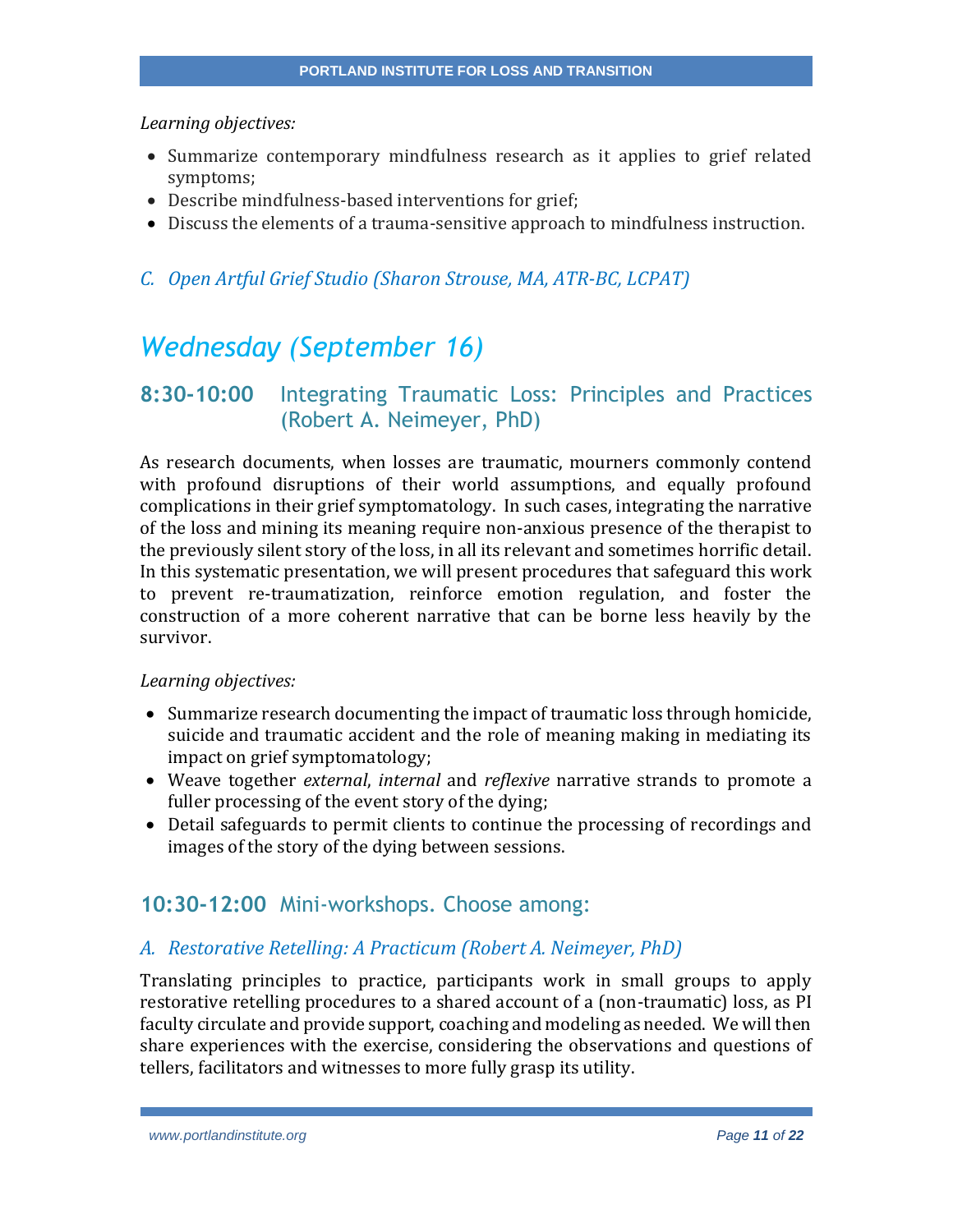*Learning objectives:*

- Summarize contemporary mindfulness research as it applies to grief related symptoms;
- Describe mindfulness-based interventions for grief;
- Discuss the elements of a trauma-sensitive approach to mindfulness instruction.

### *C. Open Artful Grief Studio (Sharon Strouse, MA, ATR-BC, LCPAT)*

# *Wednesday (September 16)*

## **8:30-10:00** Integrating Traumatic Loss: Principles and Practices (Robert A. Neimeyer, PhD)

As research documents, when losses are traumatic, mourners commonly contend with profound disruptions of their world assumptions, and equally profound complications in their grief symptomatology. In such cases, integrating the narrative of the loss and mining its meaning require non-anxious presence of the therapist to the previously silent story of the loss, in all its relevant and sometimes horrific detail. In this systematic presentation, we will present procedures that safeguard this work to prevent re-traumatization, reinforce emotion regulation, and foster the construction of a more coherent narrative that can be borne less heavily by the survivor.

*Learning objectives:*

- Summarize research documenting the impact of traumatic loss through homicide, suicide and traumatic accident and the role of meaning making in mediating its impact on grief symptomatology;
- Weave together *external*, *internal* and *reflexive* narrative strands to promote a fuller processing of the event story of the dying;
- Detail safeguards to permit clients to continue the processing of recordings and images of the story of the dying between sessions.

## **10:30-12:00** Mini-workshops. Choose among:

### *A. Restorative Retelling: A Practicum (Robert A. Neimeyer, PhD)*

Translating principles to practice, participants work in small groups to apply restorative retelling procedures to a shared account of a (non-traumatic) loss, as PI faculty circulate and provide support, coaching and modeling as needed. We will then share experiences with the exercise, considering the observations and questions of tellers, facilitators and witnesses to more fully grasp its utility.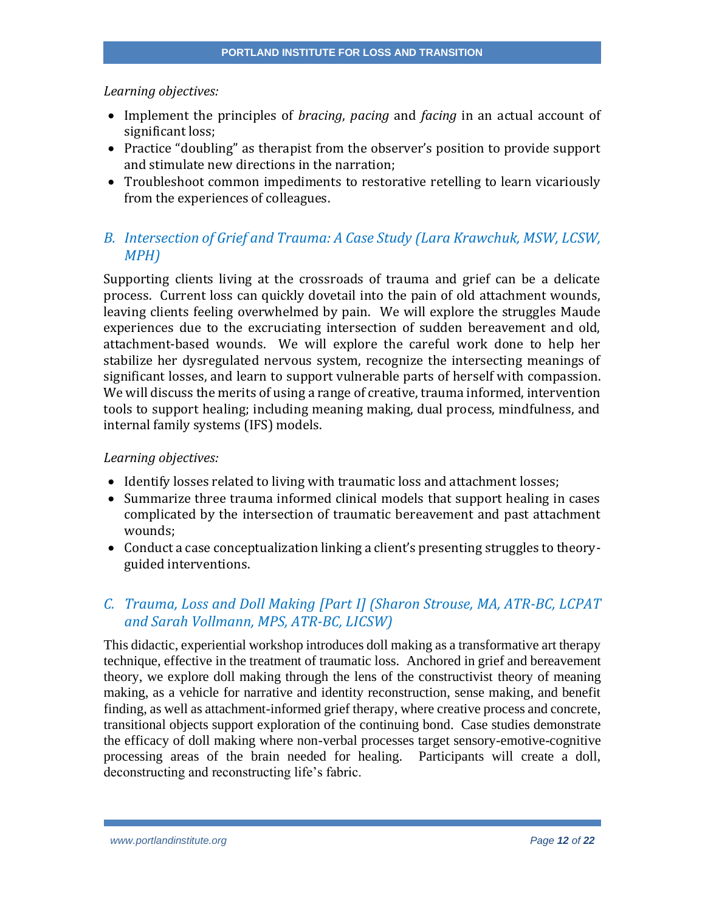*Learning objectives:*

- Implement the principles of *bracing*, *pacing* and *facing* in an actual account of significant loss;
- Practice "doubling" as therapist from the observer's position to provide support and stimulate new directions in the narration;
- Troubleshoot common impediments to restorative retelling to learn vicariously from the experiences of colleagues.

### *B. Intersection of Grief and Trauma: A Case Study (Lara Krawchuk, MSW, LCSW, MPH)*

Supporting clients living at the crossroads of trauma and grief can be a delicate process. Current loss can quickly dovetail into the pain of old attachment wounds, leaving clients feeling overwhelmed by pain. We will explore the struggles Maude experiences due to the excruciating intersection of sudden bereavement and old, attachment-based wounds. We will explore the careful work done to help her stabilize her dysregulated nervous system, recognize the intersecting meanings of significant losses, and learn to support vulnerable parts of herself with compassion. We will discuss the merits of using a range of creative, trauma informed, intervention tools to support healing; including meaning making, dual process, mindfulness, and internal family systems (IFS) models.

*Learning objectives:*

- Identify losses related to living with traumatic loss and attachment losses;
- Summarize three trauma informed clinical models that support healing in cases complicated by the intersection of traumatic bereavement and past attachment wounds;
- Conduct a case conceptualization linking a client's presenting struggles to theory-guided interventions.

### *C. Trauma, Loss and Doll Making [Part I] (Sharon Strouse, MA, ATR-BC, LCPAT and Sarah Vollmann, MPS, ATR-BC, LICSW)*

This didactic, experiential workshop introduces doll making as a transformative art therapy technique, effective in the treatment of traumatic loss. Anchored in grief and bereavement theory, we explore doll making through the lens of the constructivist theory of meaning making, as a vehicle for narrative and identity reconstruction, sense making, and benefit finding, as well as attachment-informed grief therapy, where creative process and concrete, transitional objects support exploration of the continuing bond. Case studies demonstrate the efficacy of doll making where non-verbal processes target sensory-emotive-cognitive processing areas of the brain needed for healing. Participants will create a doll, deconstructing and reconstructing life's fabric.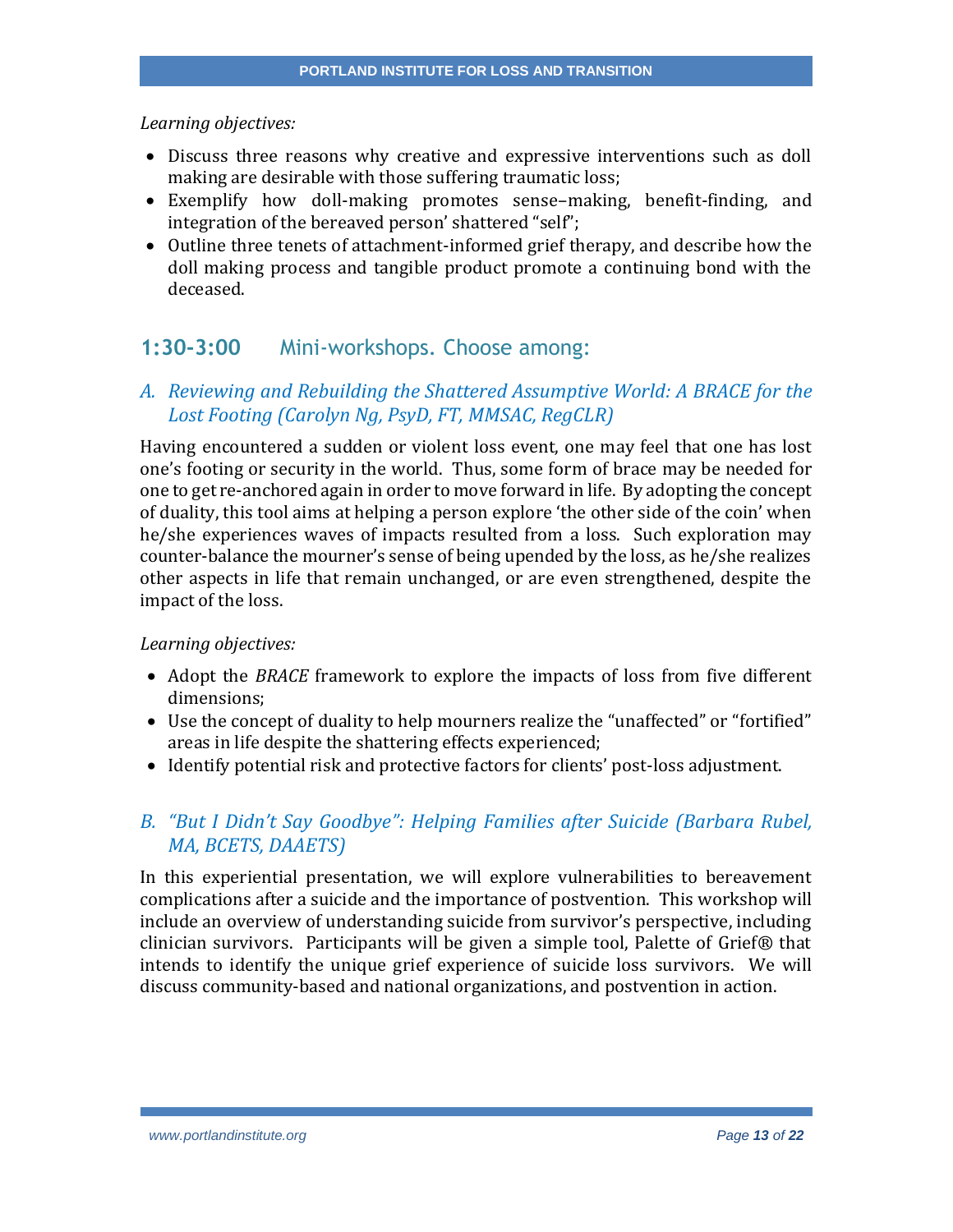*Learning objectives:*

- Discuss three reasons why creative and expressive interventions such as doll making are desirable with those suffering traumatic loss;
- Exemplify how doll-making promotes sense–making, benefit-finding, and integration of the bereaved person' shattered "self";
- Outline three tenets of attachment-informed grief therapy, and describe how the doll making process and tangible product promote a continuing bond with the deceased.

## 1:30-3:00 Mini-workshops. Choose among:

### *A. Reviewing and Rebuilding the Shattered Assumptive World: A BRACE for the Lost Footing (Carolyn Ng, PsyD, FT, MMSAC, RegCLR)*

Having encountered a sudden or violent loss event, one may feel that one has lost one's footing or security in the world. Thus, some form of brace may be needed for one to get re-anchored again in order to move forward in life. By adopting the concept of duality, this tool aims at helping a person explore 'the other side of the coin' when he/she experiences waves of impacts resulted from a loss. Such exploration may counter-balance the mourner's sense of being upended by the loss, as he/she realizes other aspects in life that remain unchanged, or are even strengthened, despite the impact of the loss.

*Learning objectives:*

- Adopt the *BRACE* framework to explore the impacts of loss from five different dimensions;
- Use the concept of duality to help mourners realize the "unaffected" or "fortified" areas in life despite the shattering effects experienced;
- Identify potential risk and protective factors for clients' post-loss adjustment.

### *B. "But I Didn't Say Goodbye": Helping Families after Suicide (Barbara Rubel, MA, BCETS, DAAETS)*

In this experiential presentation, we will explore vulnerabilities to bereavement complications after a suicide and the importance of postvention. This workshop will include an overview of understanding suicide from survivor's perspective, including clinician survivors. Participants will be given a simple tool, Palette of Grief® that intends to identify the unique grief experience of suicide loss survivors. We will discuss community-based and national organizations, and postvention in action.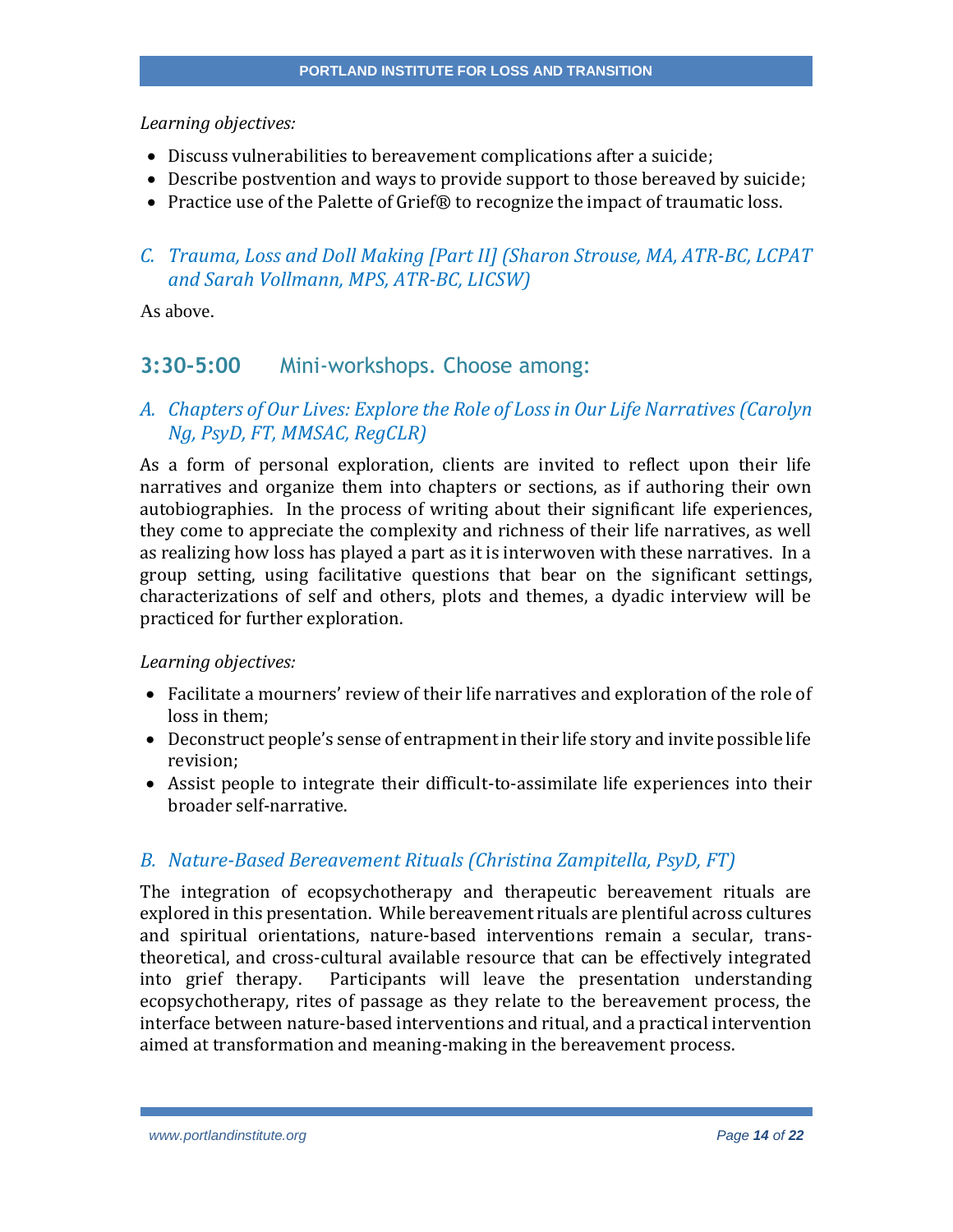*Learning objectives:*

- Discuss vulnerabilities to bereavement complications after a suicide;
- Describe postvention and ways to provide support to those bereaved by suicide;
- Practice use of the Palette of Grief® to recognize the impact of traumatic loss.

### *C. Trauma, Loss and Doll Making [Part II] (Sharon Strouse, MA, ATR-BC, LCPAT and Sarah Vollmann, MPS, ATR-BC, LICSW)*

As above.

## **3:30-5:00** Mini-workshops. Choose among:

### *A. Chapters of Our Lives: Explore the Role of Loss in Our Life Narratives (Carolyn Ng, PsyD, FT, MMSAC, RegCLR)*

As a form of personal exploration, clients are invited to reflect upon their life narratives and organize them into chapters or sections, as if authoring their own autobiographies. In the process of writing about their significant life experiences, they come to appreciate the complexity and richness of their life narratives, as well as realizing how loss has played a part as it is interwoven with these narratives. In a group setting, using facilitative questions that bear on the significant settings, characterizations of self and others, plots and themes, a dyadic interview will be practiced for further exploration.

*Learning objectives:*

- Facilitate a mourners' review of their life narratives and exploration of the role of loss in them;
- Deconstruct people's sense of entrapment in their life story and invite possible life revision;
- Assist people to integrate their difficult-to-assimilate life experiences into their broader self-narrative.

### *B. Nature-Based Bereavement Rituals (Christina Zampitella, PsyD, FT)*

The integration of ecopsychotherapy and therapeutic bereavement rituals are explored in this presentation. While bereavement rituals are plentiful across cultures and spiritual orientations, nature-based interventions remain a secular, trans-theoretical, and cross-cultural available resource that can be effectively integrated into grief therapy. Participants will leave the presentation understanding ecopsychotherapy, rites of passage as they relate to the bereavement process, the interface between nature-based interventions and ritual, and a practical intervention aimed at transformation and meaning-making in the bereavement process.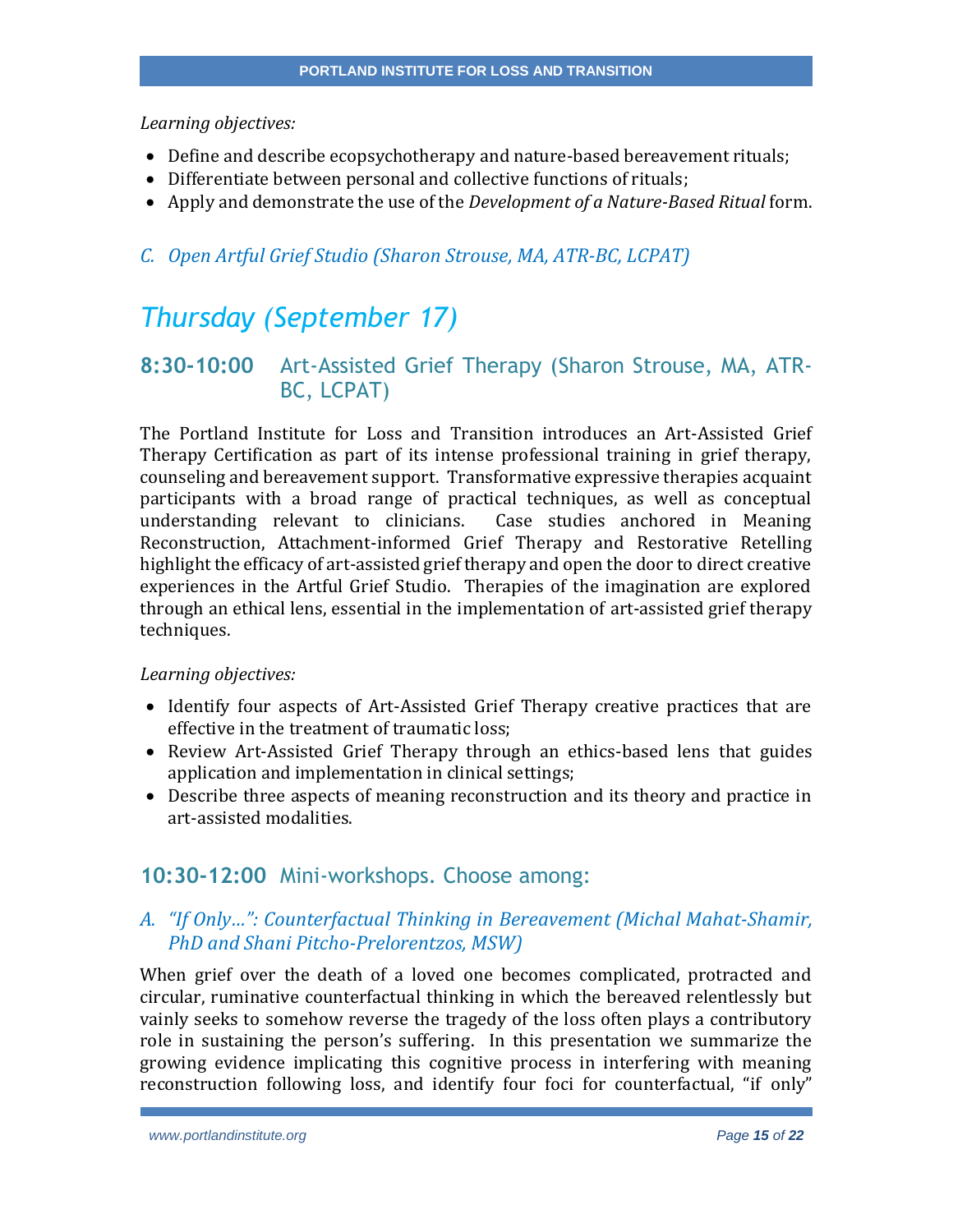*Learning objectives:*

- Define and describe ecopsychotherapy and nature-based bereavement rituals;
- Differentiate between personal and collective functions of rituals;
- Apply and demonstrate the use of the *Development of a Nature-Based Ritual* form.

### *C. Open Artful Grief Studio (Sharon Strouse, MA, ATR-BC, LCPAT)*

# *Thursday (September 17)*

## **8:30-10:00** Art-Assisted Grief Therapy (Sharon Strouse, MA, ATR-BC, LCPAT)

The Portland Institute for Loss and Transition introduces an Art-Assisted Grief Therapy Certification as part of its intense professional training in grief therapy, counseling and bereavement support. Transformative expressive therapies acquaint participants with a broad range of practical techniques, as well as conceptual understanding relevant to clinicians. Case studies anchored in Meaning Reconstruction, Attachment-informed Grief Therapy and Restorative Retelling highlight the efficacy of art-assisted grief therapy and open the door to direct creative experiences in the Artful Grief Studio. Therapies of the imagination are explored through an ethical lens, essential in the implementation of art-assisted grief therapy techniques.

*Learning objectives:*

- Identify four aspects of Art-Assisted Grief Therapy creative practices that are effective in the treatment of traumatic loss;
- Review Art-Assisted Grief Therapy through an ethics-based lens that guides application and implementation in clinical settings;
- Describe three aspects of meaning reconstruction and its theory and practice in art-assisted modalities.

## **10:30-12:00** Mini-workshops. Choose among:

### *A. "If Only…": Counterfactual Thinking in Bereavement (Michal Mahat-Shamir, PhD and Shani Pitcho-Prelorentzos, MSW)*

When grief over the death of a loved one becomes complicated, protracted and circular, ruminative counterfactual thinking in which the bereaved relentlessly but vainly seeks to somehow reverse the tragedy of the loss often plays a contributory role in sustaining the person's suffering. In this presentation we summarize the growing evidence implicating this cognitive process in interfering with meaning reconstruction following loss, and identify four foci for counterfactual, "if only"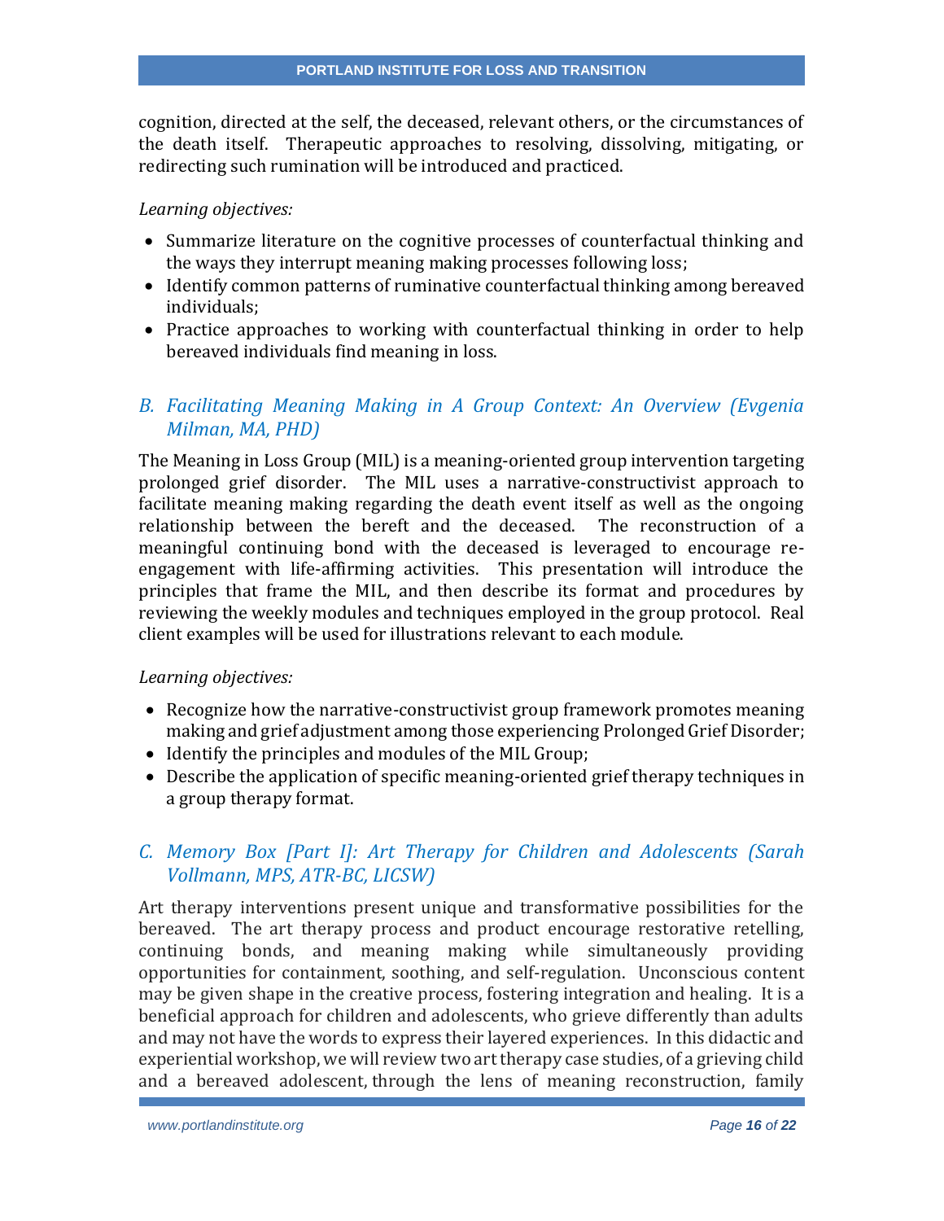cognition, directed at the self, the deceased, relevant others, or the circumstances of the death itself. Therapeutic approaches to resolving, dissolving, mitigating, or redirecting such rumination will be introduced and practiced.

*Learning objectives:*

- Summarize literature on the cognitive processes of counterfactual thinking and the ways they interrupt meaning making processes following loss;
- Identify common patterns of ruminative counterfactual thinking among bereaved individuals;
- Practice approaches to working with counterfactual thinking in order to help bereaved individuals find meaning in loss.

### *B. Facilitating Meaning Making in A Group Context: An Overview (Evgenia Milman, MA, PHD)*

The Meaning in Loss Group (MIL) is a meaning-oriented group intervention targeting prolonged grief disorder. The MIL uses a narrative-constructivist approach to facilitate meaning making regarding the death event itself as well as the ongoing relationship between the bereft and the deceased. The reconstruction of a meaningful continuing bond with the deceased is leveraged to encourage re-engagement with life-affirming activities. This presentation will introduce the principles that frame the MIL, and then describe its format and procedures by reviewing the weekly modules and techniques employed in the group protocol. Real client examples will be used for illustrations relevant to each module.

*Learning objectives:*

- Recognize how the narrative-constructivist group framework promotes meaning making and grief adjustment among those experiencing Prolonged Grief Disorder;
- Identify the principles and modules of the MIL Group;
- Describe the application of specific meaning-oriented grief therapy techniques in a group therapy format.

### *C. Memory Box [Part I]: Art Therapy for Children and Adolescents (Sarah Vollmann, MPS, ATR-BC, LICSW)*

Art therapy interventions present unique and transformative possibilities for the bereaved. The art therapy process and product encourage restorative retelling, continuing bonds, and meaning making while simultaneously providing opportunities for containment, soothing, and self-regulation. Unconscious content may be given shape in the creative process, fostering integration and healing. It is a beneficial approach for children and adolescents, who grieve differently than adults and may not have the words to express their layered experiences. In this didactic and experiential workshop, we will review two art therapy case studies, of a grieving child and a bereaved adolescent, through the lens of meaning reconstruction, family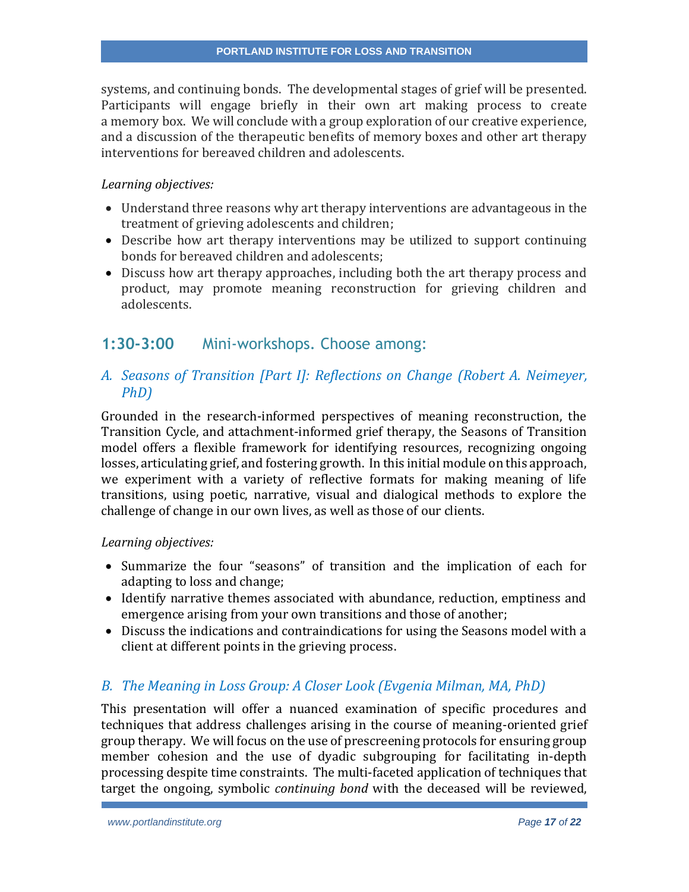systems, and continuing bonds. The developmental stages of grief will be presented. Participants will engage briefly in their own art making process to create a memory box. We will conclude with a group exploration of our creative experience, and a discussion of the therapeutic benefits of memory boxes and other art therapy interventions for bereaved children and adolescents.

*Learning objectives:*

- Understand three reasons why art therapy interventions are advantageous in the treatment of grieving adolescents and children;
- Describe how art therapy interventions may be utilized to support continuing bonds for bereaved children and adolescents;
- Discuss how art therapy approaches, including both the art therapy process and product, may promote meaning reconstruction for grieving children and adolescents.

## **1:30-3:00** Mini-workshops. Choose among:

### *A. Seasons of Transition [Part I]: Reflections on Change (Robert A. Neimeyer, PhD)*

Grounded in the research-informed perspectives of meaning reconstruction, the Transition Cycle, and attachment-informed grief therapy, the Seasons of Transition model offers a flexible framework for identifying resources, recognizing ongoing losses, articulating grief, and fostering growth. In this initial module on this approach, we experiment with a variety of reflective formats for making meaning of life transitions, using poetic, narrative, visual and dialogical methods to explore the challenge of change in our own lives, as well as those of our clients.

*Learning objectives:*

- Summarize the four "seasons" of transition and the implication of each for adapting to loss and change;
- Identify narrative themes associated with abundance, reduction, emptiness and emergence arising from your own transitions and those of another;
- Discuss the indications and contraindications for using the Seasons model with a client at different points in the grieving process.

### *B. The Meaning in Loss Group: A Closer Look (Evgenia Milman, MA, PhD)*

This presentation will offer a nuanced examination of specific procedures and techniques that address challenges arising in the course of meaning-oriented grief group therapy. We will focus on the use of prescreening protocols for ensuring group member cohesion and the use of dyadic subgrouping for facilitating in-depth processing despite time constraints. The multi-faceted application of techniques that target the ongoing, symbolic *continuing bond* with the deceased will be reviewed,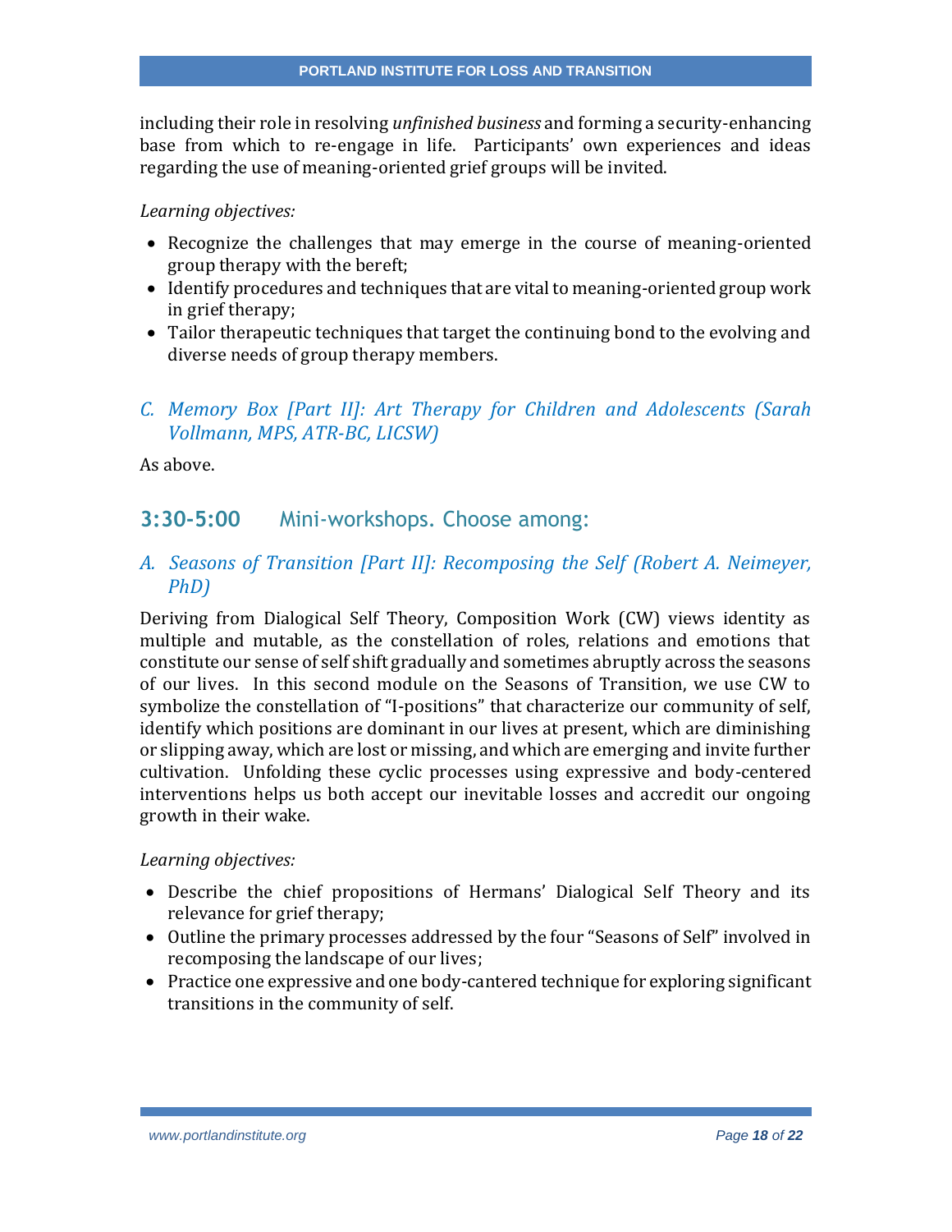including their role in resolving *unfinished business* and forming a security-enhancing base from which to re-engage in life. Participants' own experiences and ideas regarding the use of meaning-oriented grief groups will be invited.

*Learning objectives:*

- Recognize the challenges that may emerge in the course of meaning-oriented group therapy with the bereft;
- Identify procedures and techniques that are vital to meaning-oriented group work in grief therapy;
- Tailor therapeutic techniques that target the continuing bond to the evolving and diverse needs of group therapy members.

### *C. Memory Box [Part II]: Art Therapy for Children and Adolescents (Sarah Vollmann, MPS, ATR-BC, LICSW)*

As above.

## 3:30-5:00 Mini-workshops. Choose among:

### *A. Seasons of Transition [Part II]: Recomposing the Self (Robert A. Neimeyer, PhD)*

Deriving from Dialogical Self Theory, Composition Work (CW) views identity as multiple and mutable, as the constellation of roles, relations and emotions that constitute our sense of self shift gradually and sometimes abruptly across the seasons of our lives. In this second module on the Seasons of Transition, we use CW to symbolize the constellation of "I-positions" that characterize our community of self, identify which positions are dominant in our lives at present, which are diminishing or slipping away, which are lost or missing, and which are emerging and invite further cultivation. Unfolding these cyclic processes using expressive and body-centered interventions helps us both accept our inevitable losses and accredit our ongoing growth in their wake.

*Learning objectives:*

- Describe the chief propositions of Hermans' Dialogical Self Theory and its relevance for grief therapy;
- Outline the primary processes addressed by the four "Seasons of Self" involved in recomposing the landscape of our lives;
- Practice one expressive and one body-cantered technique for exploring significant transitions in the community of self.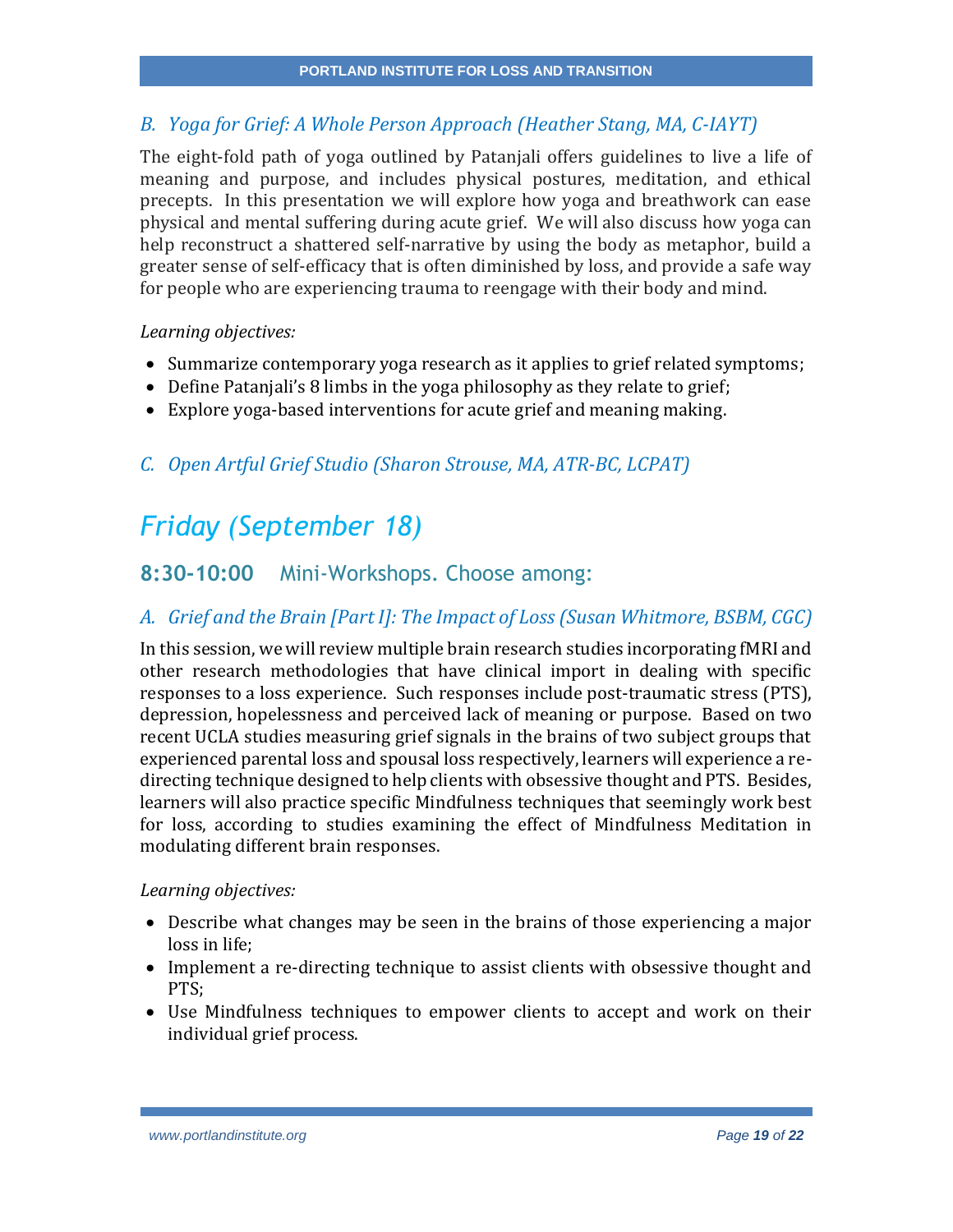### *B. Yoga for Grief: A Whole Person Approach (Heather Stang, MA, C-IAYT)*

The eight-fold path of yoga outlined by Patanjali offers guidelines to live a life of meaning and purpose, and includes physical postures, meditation, and ethical precepts. In this presentation we will explore how yoga and breathwork can ease physical and mental suffering during acute grief. We will also discuss how yoga can help reconstruct a shattered self-narrative by using the body as metaphor, build a greater sense of self-efficacy that is often diminished by loss, and provide a safe way for people who are experiencing trauma to reengage with their body and mind.

*Learning objectives:*

- Summarize contemporary yoga research as it applies to grief related symptoms;
- Define Patanjali's 8 limbs in the yoga philosophy as they relate to grief;
- Explore yoga-based interventions for acute grief and meaning making.

### *C. Open Artful Grief Studio (Sharon Strouse, MA, ATR-BC, LCPAT)*

# *Friday (September 18)*

## **8:30-10:00** Mini-Workshops. Choose among:

### *A. Grief and the Brain [Part I]: The Impact of Loss (Susan Whitmore, BSBM, CGC)*

In this session, we will review multiple brain research studies incorporating fMRI and other research methodologies that have clinical import in dealing with specific responses to a loss experience. Such responses include post-traumatic stress (PTS), depression, hopelessness and perceived lack of meaning or purpose. Based on two recent UCLA studies measuring grief signals in the brains of two subject groups that experienced parental loss and spousal loss respectively, learners will experience a re-directing technique designed to help clients with obsessive thought and PTS. Besides, learners will also practice specific Mindfulness techniques that seemingly work best for loss, according to studies examining the effect of Mindfulness Meditation in modulating different brain responses.

*Learning objectives:*

- Describe what changes may be seen in the brains of those experiencing a major loss in life;
- Implement a re-directing technique to assist clients with obsessive thought and PTS;
- Use Mindfulness techniques to empower clients to accept and work on their individual grief process.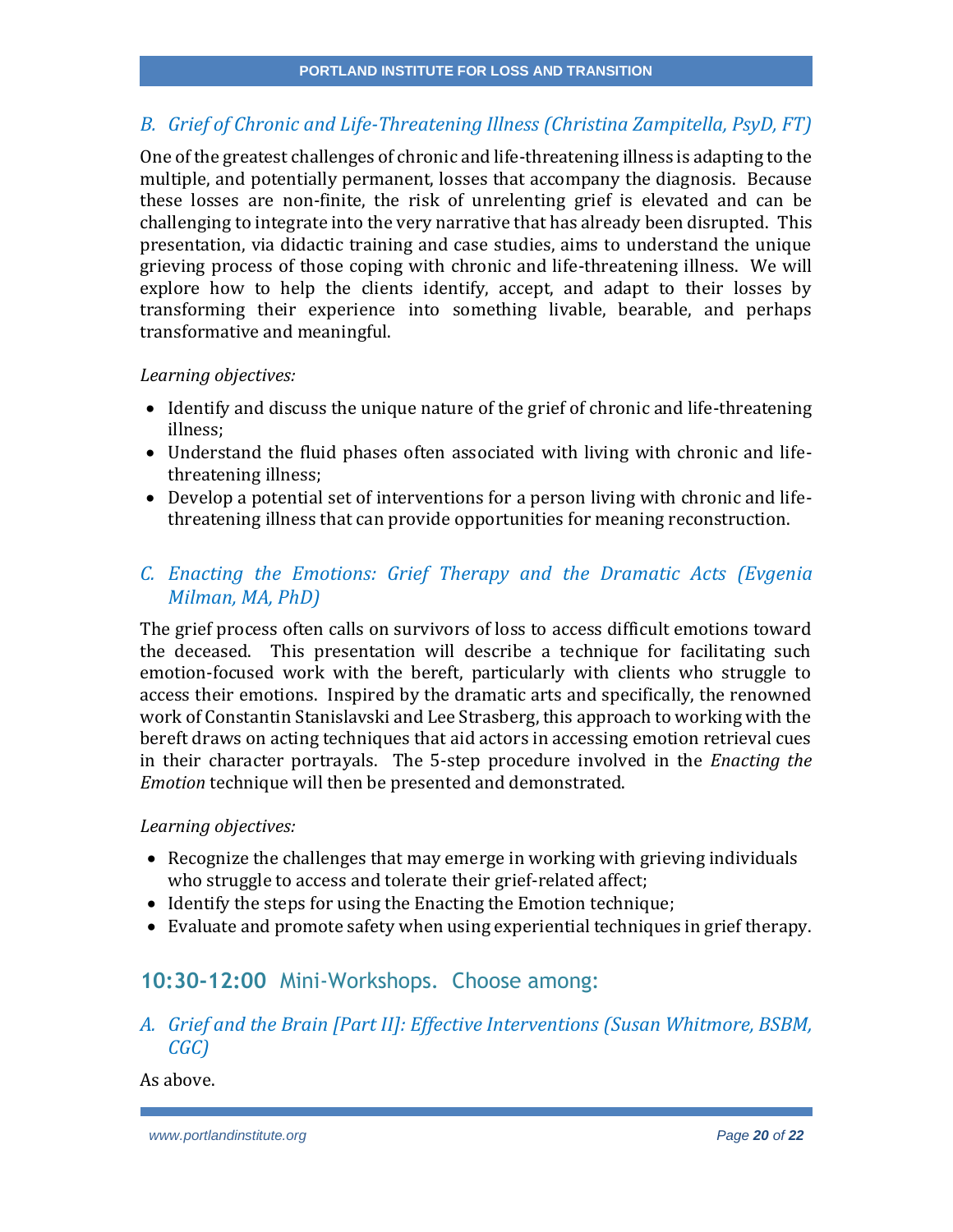### *B. Grief of Chronic and Life-Threatening Illness (Christina Zampitella, PsyD, FT)*

One of the greatest challenges of chronic and life-threatening illness is adapting to the multiple, and potentially permanent, losses that accompany the diagnosis. Because these losses are non-finite, the risk of unrelenting grief is elevated and can be challenging to integrate into the very narrative that has already been disrupted. This presentation, via didactic training and case studies, aims to understand the unique grieving process of those coping with chronic and life-threatening illness. We will explore how to help the clients identify, accept, and adapt to their losses by transforming their experience into something livable, bearable, and perhaps transformative and meaningful.

*Learning objectives:*

- Identify and discuss the unique nature of the grief of chronic and life-threatening illness;
- Understand the fluid phases often associated with living with chronic and life-threatening illness;
- Develop a potential set of interventions for a person living with chronic and life-threatening illness that can provide opportunities for meaning reconstruction.

### *C. Enacting the Emotions: Grief Therapy and the Dramatic Acts (Evgenia Milman, MA, PhD)*

The grief process often calls on survivors of loss to access difficult emotions toward the deceased. This presentation will describe a technique for facilitating such emotion-focused work with the bereft, particularly with clients who struggle to access their emotions. Inspired by the dramatic arts and specifically, the renowned work of Constantin Stanislavski and Lee Strasberg, this approach to working with the bereft draws on acting techniques that aid actors in accessing emotion retrieval cues in their character portrayals. The 5-step procedure involved in the *Enacting the Emotion* technique will then be presented and demonstrated.

*Learning objectives:*

- Recognize the challenges that may emerge in working with grieving individuals who struggle to access and tolerate their grief-related affect;
- Identify the steps for using the Enacting the Emotion technique;
- Evaluate and promote safety when using experiential techniques in grief therapy.

## **10:30-12:00** Mini-Workshops. Choose among:

### *A. Grief and the Brain [Part II]: Effective Interventions (Susan Whitmore, BSBM, CGC)*

As above.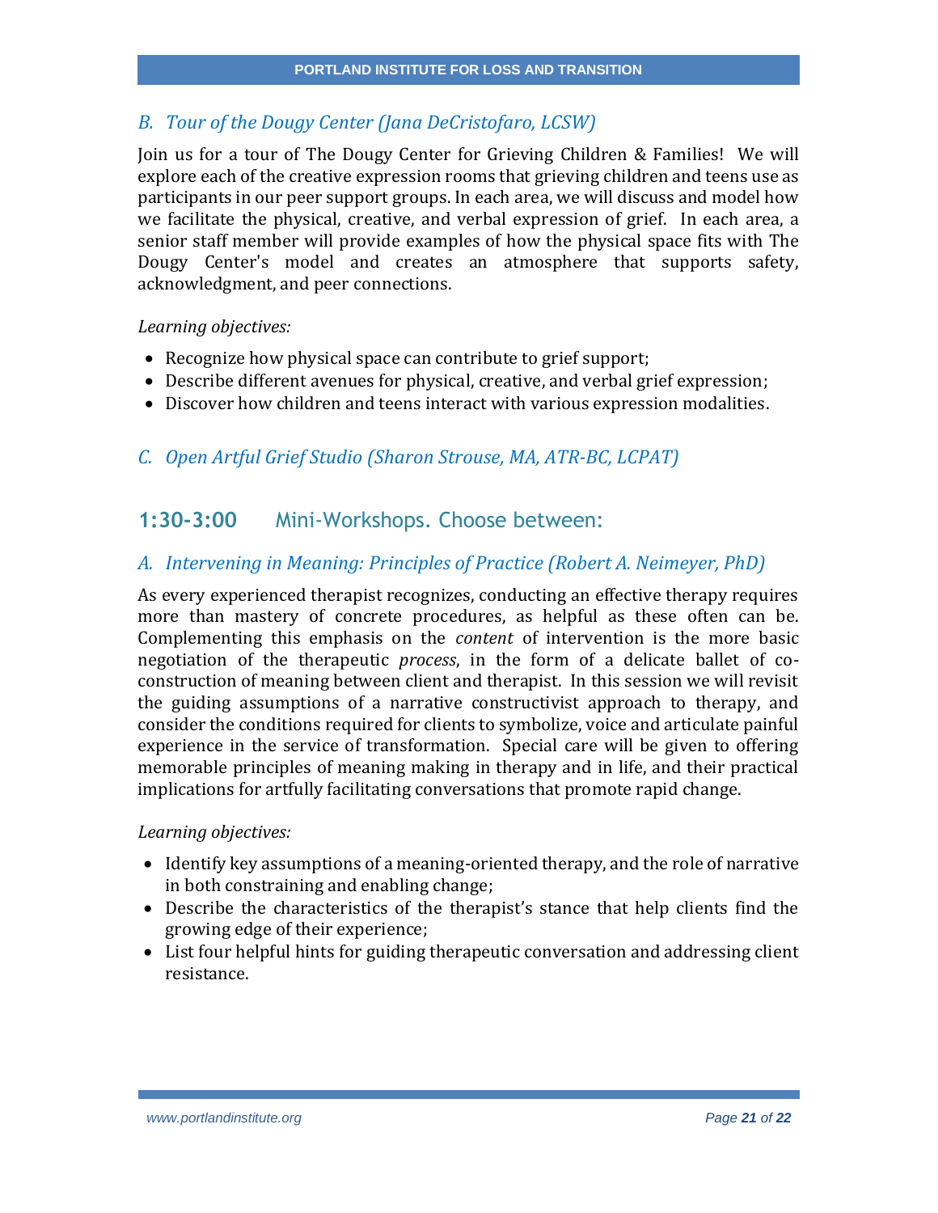### *B. Tour of the Dougy Center (Jana DeCristofaro, LCSW)*

Join us for a tour of The Dougy Center for Grieving Children & Families! We will explore each of the creative expression rooms that grieving children and teens use as participants in our peer support groups. In each area, we will discuss and model how we facilitate the physical, creative, and verbal expression of grief. In each area, a senior staff member will provide examples of how the physical space fits with The Dougy Center's model and creates an atmosphere that supports safety, acknowledgment, and peer connections.

*Learning objectives:*

- Recognize how physical space can contribute to grief support;
- Describe different avenues for physical, creative, and verbal grief expression;
- Discover how children and teens interact with various expression modalities.

### *C. Open Artful Grief Studio (Sharon Strouse, MA, ATR-BC, LCPAT)*

## **1:30-3:00** Mini-Workshops. Choose between:

### *A. Intervening in Meaning: Principles of Practice (Robert A. Neimeyer, PhD)*

As every experienced therapist recognizes, conducting an effective therapy requires more than mastery of concrete procedures, as helpful as these often can be. Complementing this emphasis on the *content* of intervention is the more basic negotiation of the therapeutic *process*, in the form of a delicate ballet of co-construction of meaning between client and therapist. In this session we will revisit the guiding assumptions of a narrative constructivist approach to therapy, and consider the conditions required for clients to symbolize, voice and articulate painful experience in the service of transformation. Special care will be given to offering memorable principles of meaning making in therapy and in life, and their practical implications for artfully facilitating conversations that promote rapid change.

*Learning objectives:*

- Identify key assumptions of a meaning-oriented therapy, and the role of narrative in both constraining and enabling change;
- Describe the characteristics of the therapist's stance that help clients find the growing edge of their experience;
- List four helpful hints for guiding therapeutic conversation and addressing client resistance.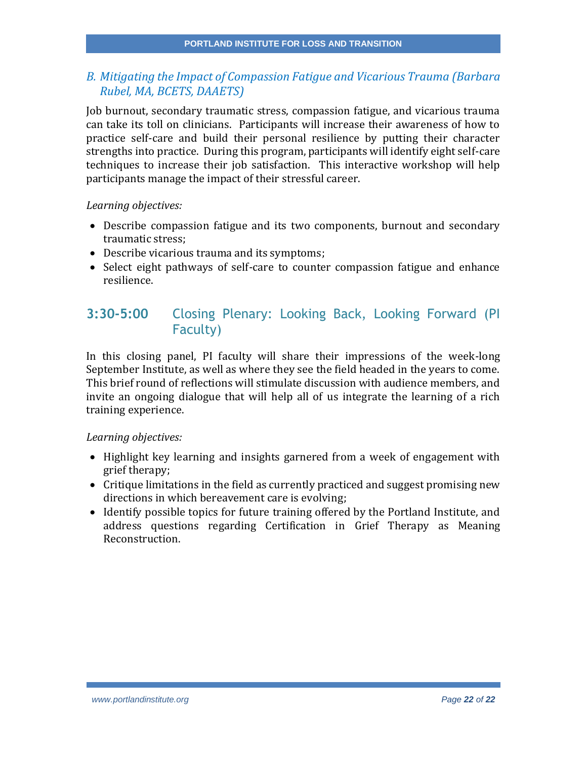### *B. Mitigating the Impact of Compassion Fatigue and Vicarious Trauma (Barbara Rubel, MA, BCETS, DAAETS)*

Job burnout, secondary traumatic stress, compassion fatigue, and vicarious trauma can take its toll on clinicians. Participants will increase their awareness of how to practice self-care and build their personal resilience by putting their character strengths into practice. During this program, participants will identify eight self-care techniques to increase their job satisfaction. This interactive workshop will help participants manage the impact of their stressful career.

*Learning objectives:*

- Describe compassion fatigue and its two components, burnout and secondary traumatic stress;
- Describe vicarious trauma and its symptoms;
- Select eight pathways of self-care to counter compassion fatigue and enhance resilience.

## **3:30-5:00** Closing Plenary: Looking Back, Looking Forward (PI Faculty)

In this closing panel, PI faculty will share their impressions of the week-long September Institute, as well as where they see the field headed in the years to come. This brief round of reflections will stimulate discussion with audience members, and invite an ongoing dialogue that will help all of us integrate the learning of a rich training experience.

*Learning objectives:*

- Highlight key learning and insights garnered from a week of engagement with grief therapy;
- Critique limitations in the field as currently practiced and suggest promising new directions in which bereavement care is evolving;
- Identify possible topics for future training offered by the Portland Institute, and address questions regarding Certification in Grief Therapy as Meaning Reconstruction.